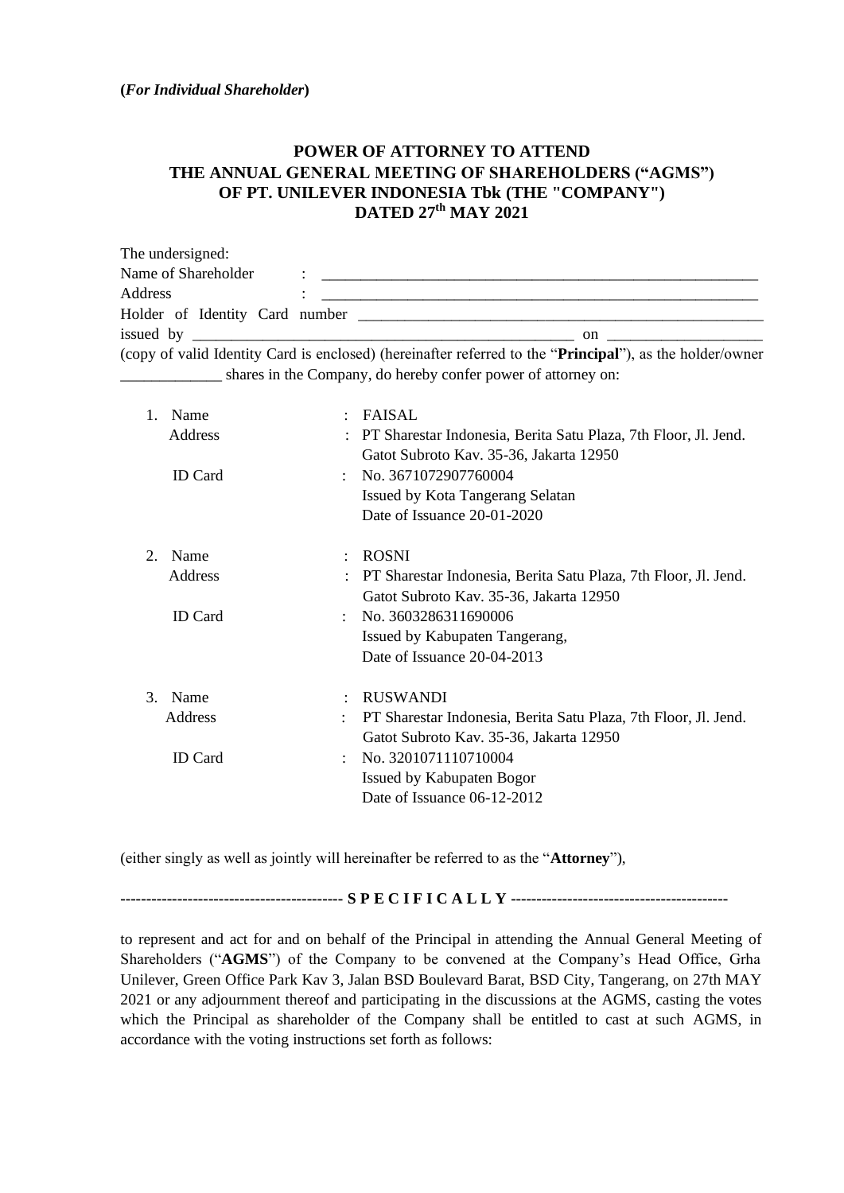**(*For Individual Shareholder*)**

# POWER OF ATTORNEY TO ATTEND THE ANNUAL GENERAL MEETING OF SHAREHOLDERS ("AGMS") OF PT. UNILEVER INDONESIA Tbk (THE "COMPANY") DATED 27th MAY 2021

The undersigned:

Name of Shareholder : ________________________________________________________

Address : ________________________________________________________

Holder of Identity Card number ________________________________________________________

issued by ________________________________________________ on ____________________

(copy of valid Identity Card is enclosed) (hereinafter referred to the "**Principal**"), as the holder/owner _____________ shares in the Company, do hereby confer power of attorney on:

1. Name : FAISAL
   Address : PT Sharestar Indonesia, Berita Satu Plaza, 7th Floor, Jl. Jend. Gatot Subroto Kav. 35-36, Jakarta 12950
   ID Card : No. 3671072907760004
   Issued by Kota Tangerang Selatan
   Date of Issuance 20-01-2020

2. Name : ROSNI
   Address : PT Sharestar Indonesia, Berita Satu Plaza, 7th Floor, Jl. Jend. Gatot Subroto Kav. 35-36, Jakarta 12950
   ID Card : No. 3603286311690006
   Issued by Kabupaten Tangerang,
   Date of Issuance 20-04-2013

3. Name : RUSWANDI
   Address : PT Sharestar Indonesia, Berita Satu Plaza, 7th Floor, Jl. Jend. Gatot Subroto Kav. 35-36, Jakarta 12950
   ID Card : No. 3201071110710004
   Issued by Kabupaten Bogor
   Date of Issuance 06-12-2012

(either singly as well as jointly will hereinafter be referred to as the "**Attorney**"),

------------------------------------------ **S P E C I F I C A L L Y** ------------------------------------------

to represent and act for and on behalf of the Principal in attending the Annual General Meeting of Shareholders ("**AGMS**") of the Company to be convened at the Company's Head Office, Grha Unilever, Green Office Park Kav 3, Jalan BSD Boulevard Barat, BSD City, Tangerang, on 27th MAY 2021 or any adjournment thereof and participating in the discussions at the AGMS, casting the votes which the Principal as shareholder of the Company shall be entitled to cast at such AGMS, in accordance with the voting instructions set forth as follows: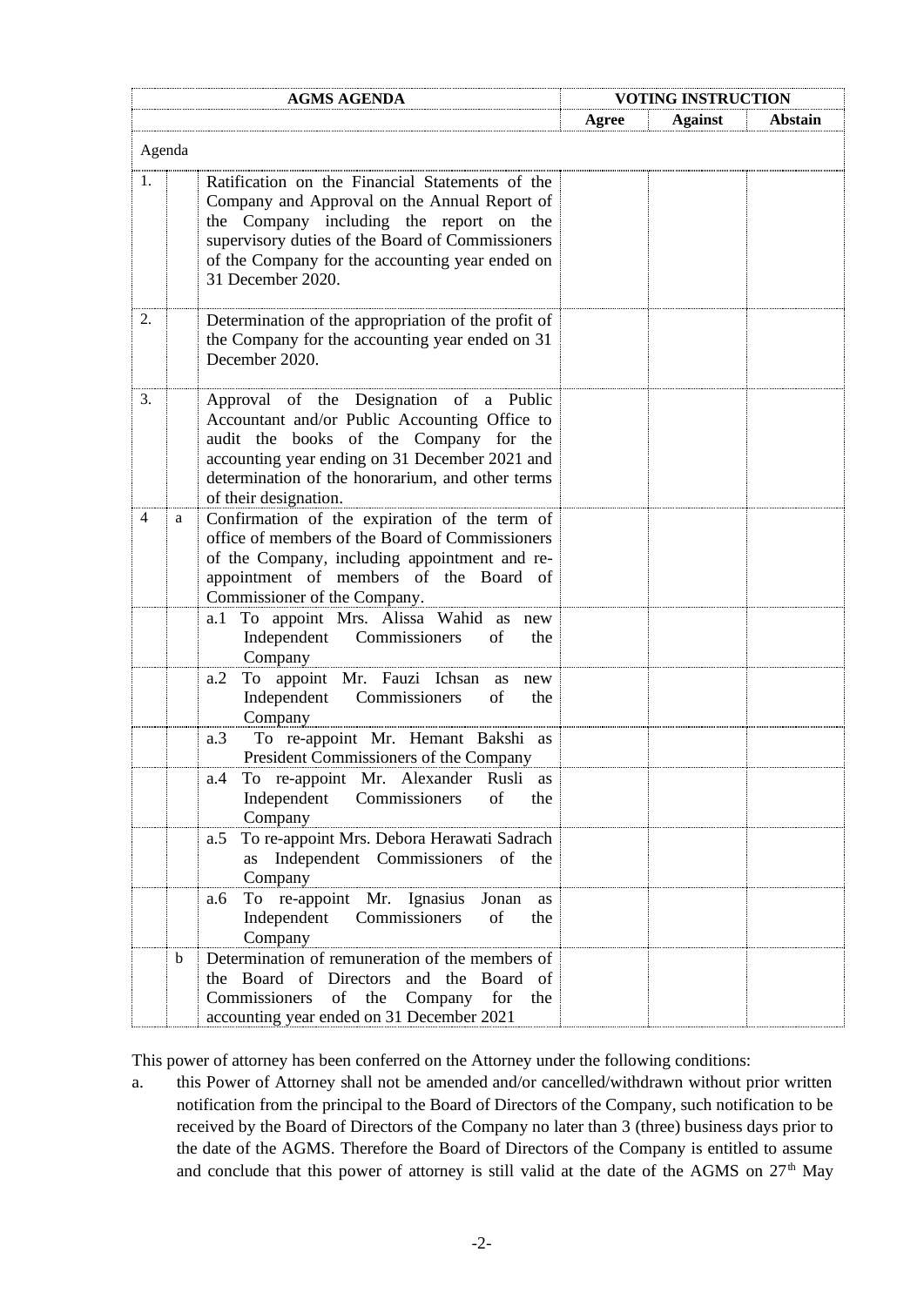| AGMS AGENDA | | | VOTING INSTRUCTION | | |
|---|---|---|---|---|---|
| | | | Agree | Against | Abstain |
| Agenda | | | | | |
| 1. | | Ratification on the Financial Statements of the Company and Approval on the Annual Report of the Company including the report on the supervisory duties of the Board of Commissioners of the Company for the accounting year ended on 31 December 2020. | | | |
| 2. | | Determination of the appropriation of the profit of the Company for the accounting year ended on 31 December 2020. | | | |
| 3. | | Approval of the Designation of a Public Accountant and/or Public Accounting Office to audit the books of the Company for the accounting year ending on 31 December 2021 and determination of the honorarium, and other terms of their designation. | | | |
| 4 | a | Confirmation of the expiration of the term of office of members of the Board of Commissioners of the Company, including appointment and re-appointment of members of the Board of Commissioner of the Company. | | | |
| | | a.1 To appoint Mrs. Alissa Wahid as new Independent Commissioners of the Company | | | |
| | | a.2 To appoint Mr. Fauzi Ichsan as new Independent Commissioners of the Company | | | |
| | | a.3 To re-appoint Mr. Hemant Bakshi as President Commissioners of the Company | | | |
| | | a.4 To re-appoint Mr. Alexander Rusli as Independent Commissioners of the Company | | | |
| | | a.5 To re-appoint Mrs. Debora Herawati Sadrach as Independent Commissioners of the Company | | | |
| | | a.6 To re-appoint Mr. Ignasius Jonan as Independent Commissioners of the Company | | | |
| | b | Determination of remuneration of the members of the Board of Directors and the Board of Commissioners of the Company for the accounting year ended on 31 December 2021 | | | |

This power of attorney has been conferred on the Attorney under the following conditions:

a. this Power of Attorney shall not be amended and/or cancelled/withdrawn without prior written notification from the principal to the Board of Directors of the Company, such notification to be received by the Board of Directors of the Company no later than 3 (three) business days prior to the date of the AGMS. Therefore the Board of Directors of the Company is entitled to assume and conclude that this power of attorney is still valid at the date of the AGMS on 27th May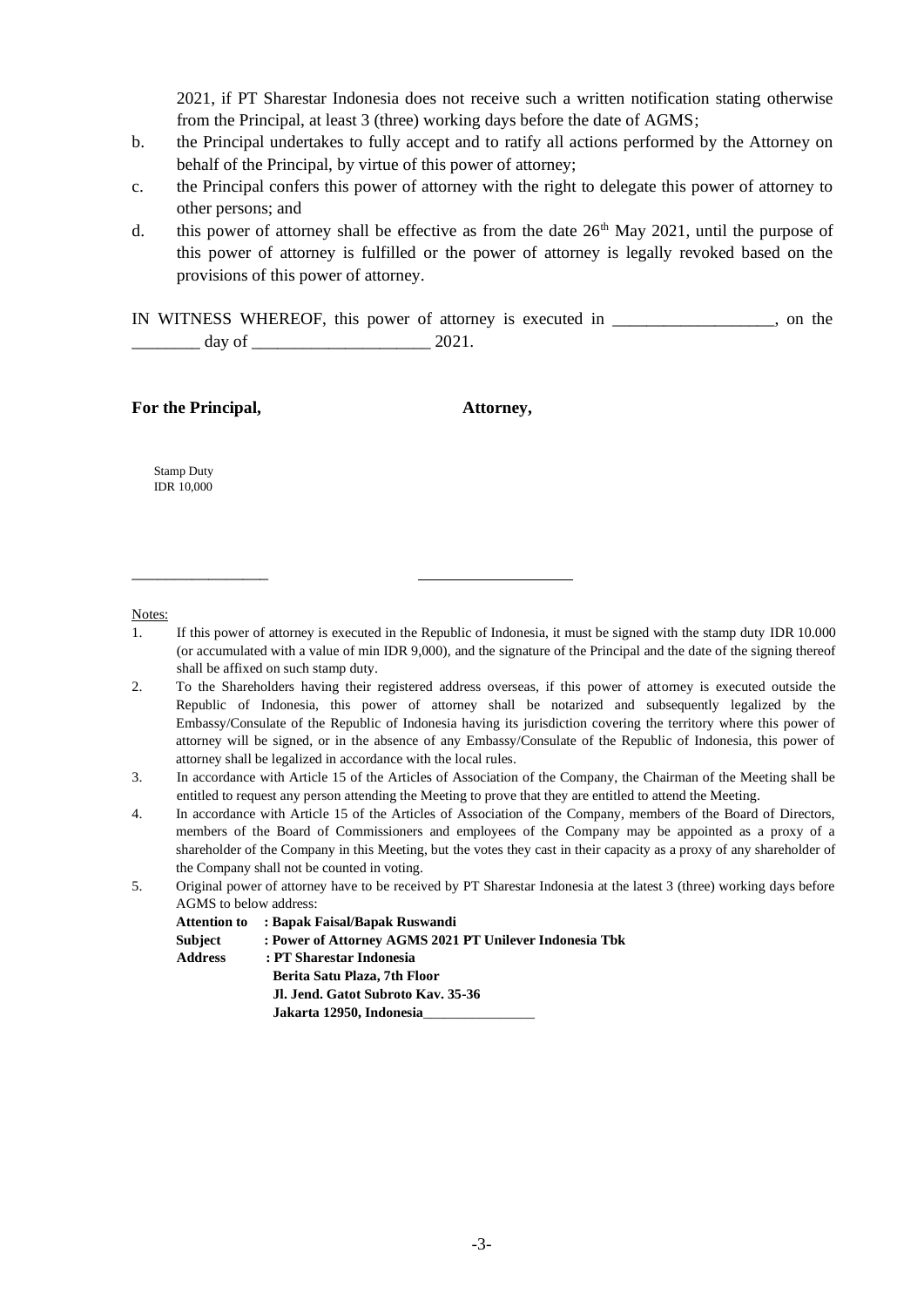2021, if PT Sharestar Indonesia does not receive such a written notification stating otherwise from the Principal, at least 3 (three) working days before the date of AGMS;

b. the Principal undertakes to fully accept and to ratify all actions performed by the Attorney on behalf of the Principal, by virtue of this power of attorney;

c. the Principal confers this power of attorney with the right to delegate this power of attorney to other persons; and

d. this power of attorney shall be effective as from the date 26th May 2021, until the purpose of this power of attorney is fulfilled or the power of attorney is legally revoked based on the provisions of this power of attorney.

IN WITNESS WHEREOF, this power of attorney is executed in ___________________, on the ________ day of _____________________ 2021.

**For the Principal,** **Attorney,**

Stamp Duty
IDR 10,000

_________________ ___________________

Notes:

1. If this power of attorney is executed in the Republic of Indonesia, it must be signed with the stamp duty IDR 10.000 (or accumulated with a value of min IDR 9,000), and the signature of the Principal and the date of the signing thereof shall be affixed on such stamp duty.
2. To the Shareholders having their registered address overseas, if this power of attorney is executed outside the Republic of Indonesia, this power of attorney shall be notarized and subsequently legalized by the Embassy/Consulate of the Republic of Indonesia having its jurisdiction covering the territory where this power of attorney will be signed, or in the absence of any Embassy/Consulate of the Republic of Indonesia, this power of attorney shall be legalized in accordance with the local rules.
3. In accordance with Article 15 of the Articles of Association of the Company, the Chairman of the Meeting shall be entitled to request any person attending the Meeting to prove that they are entitled to attend the Meeting.
4. In accordance with Article 15 of the Articles of Association of the Company, members of the Board of Directors, members of the Board of Commissioners and employees of the Company may be appointed as a proxy of a shareholder of the Company in this Meeting, but the votes they cast in their capacity as a proxy of any shareholder of the Company shall not be counted in voting.
5. Original power of attorney have to be received by PT Sharestar Indonesia at the latest 3 (three) working days before AGMS to below address:

**Attention to : Bapak Faisal/Bapak Ruswandi**
**Subject : Power of Attorney AGMS 2021 PT Unilever Indonesia Tbk**
**Address : PT Sharestar Indonesia**
**Berita Satu Plaza, 7th Floor**
**Jl. Jend. Gatot Subroto Kav. 35-36**
**Jakarta 12950, Indonesia**